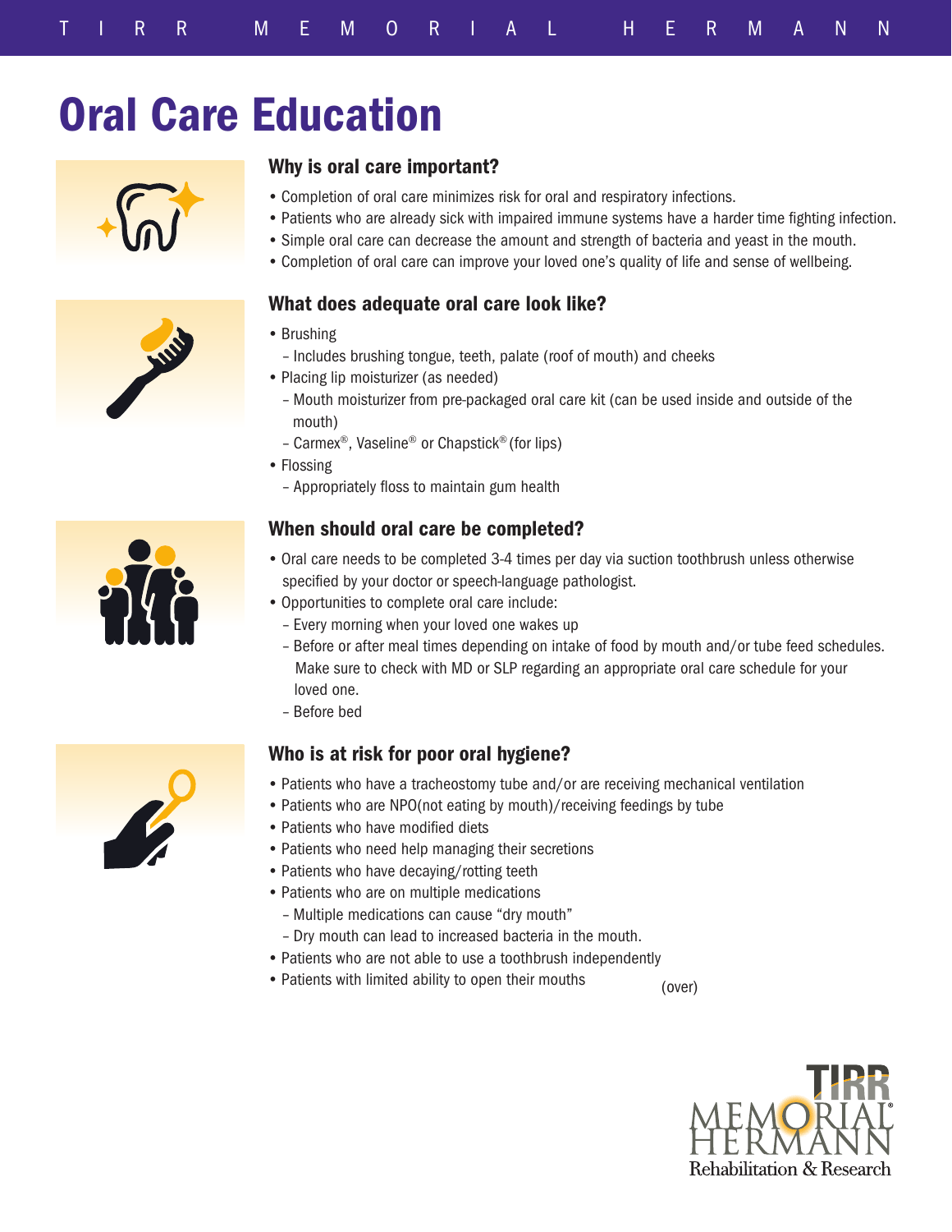# Oral Care Education

## Why is oral care important?

- Completion of oral care minimizes risk for oral and respiratory infections.
- Patients who are already sick with impaired immune systems have a harder time fighting infection.
- Simple oral care can decrease the amount and strength of bacteria and yeast in the mouth.
- Completion of oral care can improve your loved one's quality of life and sense of wellbeing.

## What does adequate oral care look like?

- Brushing
  - Includes brushing tongue, teeth, palate (roof of mouth) and cheeks
- Placing lip moisturizer (as needed)
  - Mouth moisturizer from pre-packaged oral care kit (can be used inside and outside of the mouth)
  - Carmex®, Vaseline® or Chapstick® (for lips)
- Flossing
  - Appropriately floss to maintain gum health

## When should oral care be completed?

- Oral care needs to be completed 3-4 times per day via suction toothbrush unless otherwise specified by your doctor or speech-language pathologist.
- Opportunities to complete oral care include:
  - Every morning when your loved one wakes up
  - Before or after meal times depending on intake of food by mouth and/or tube feed schedules. Make sure to check with MD or SLP regarding an appropriate oral care schedule for your loved one.
  - Before bed

## Who is at risk for poor oral hygiene?

- Patients who have a tracheostomy tube and/or are receiving mechanical ventilation
- Patients who are NPO(not eating by mouth)/receiving feedings by tube
- Patients who have modified diets
- Patients who need help managing their secretions
- Patients who have decaying/rotting teeth
- Patients who are on multiple medications
  - Multiple medications can cause "dry mouth"
  - Dry mouth can lead to increased bacteria in the mouth.
- Patients who are not able to use a toothbrush independently
- Patients with limited ability to open their mouths

(over)

TIRR Memorial Hermann Rehabilitation & Research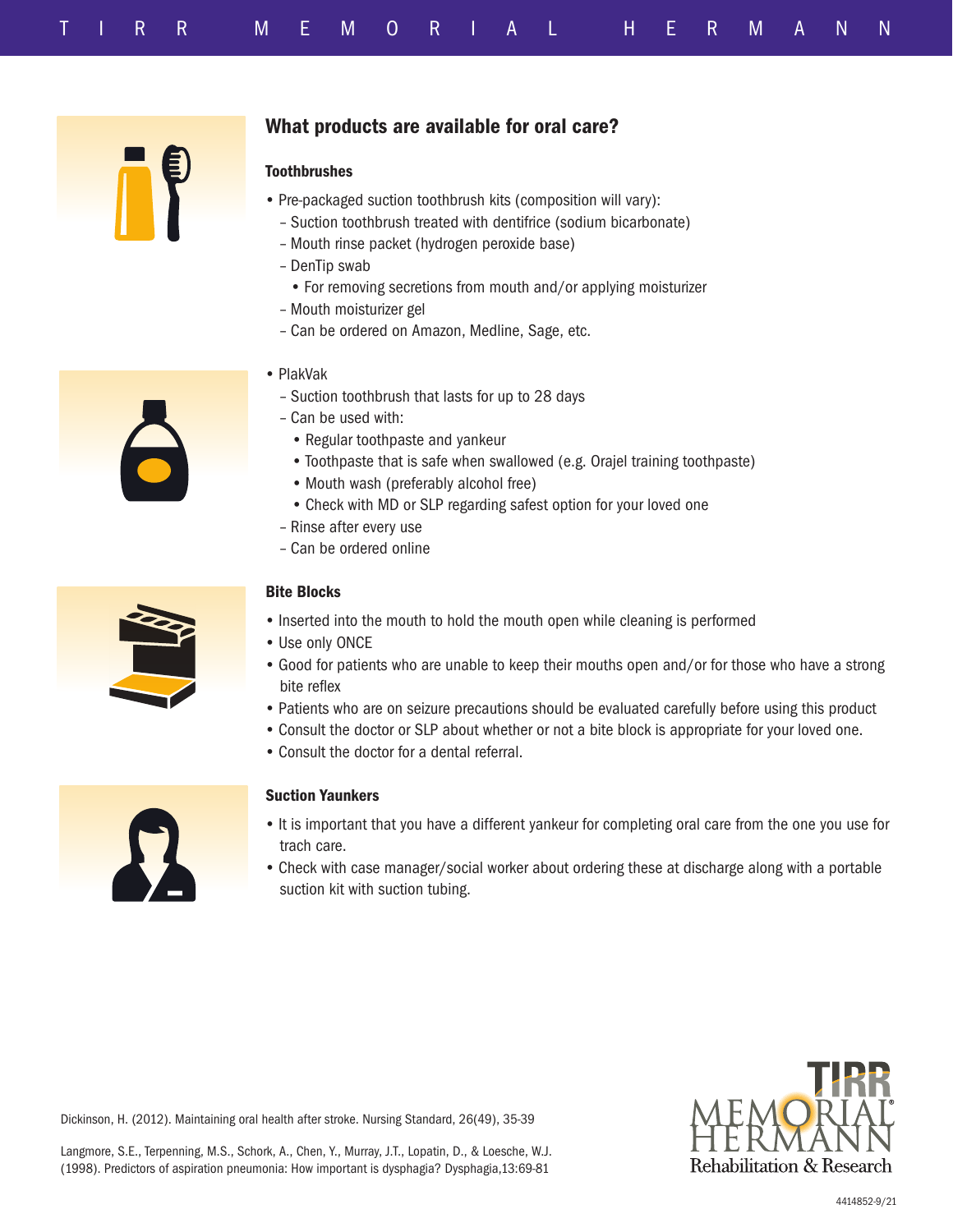## What products are available for oral care?

### Toothbrushes

- Pre-packaged suction toothbrush kits (composition will vary):
  - Suction toothbrush treated with dentifrice (sodium bicarbonate)
  - Mouth rinse packet (hydrogen peroxide base)
  - DenTip swab
    - For removing secretions from mouth and/or applying moisturizer
  - Mouth moisturizer gel
  - Can be ordered on Amazon, Medline, Sage, etc.

- PlakVak
  - Suction toothbrush that lasts for up to 28 days
  - Can be used with:
    - Regular toothpaste and yankeur
    - Toothpaste that is safe when swallowed (e.g. Orajel training toothpaste)
    - Mouth wash (preferably alcohol free)
    - Check with MD or SLP regarding safest option for your loved one
  - Rinse after every use
  - Can be ordered online

### Bite Blocks

- Inserted into the mouth to hold the mouth open while cleaning is performed
- Use only ONCE
- Good for patients who are unable to keep their mouths open and/or for those who have a strong bite reflex
- Patients who are on seizure precautions should be evaluated carefully before using this product
- Consult the doctor or SLP about whether or not a bite block is appropriate for your loved one.
- Consult the doctor for a dental referral.

### Suction Yaunkers

- It is important that you have a different yankeur for completing oral care from the one you use for trach care.
- Check with case manager/social worker about ordering these at discharge along with a portable suction kit with suction tubing.

Dickinson, H. (2012). Maintaining oral health after stroke. Nursing Standard, 26(49), 35-39

Langmore, S.E., Terpenning, M.S., Schork, A., Chen, Y., Murray, J.T., Lopatin, D., & Loesche, W.J. (1998). Predictors of aspiration pneumonia: How important is dysphagia? Dysphagia,13:69-81

TIRR Memorial Hermann Rehabilitation & Research

4414852-9/21